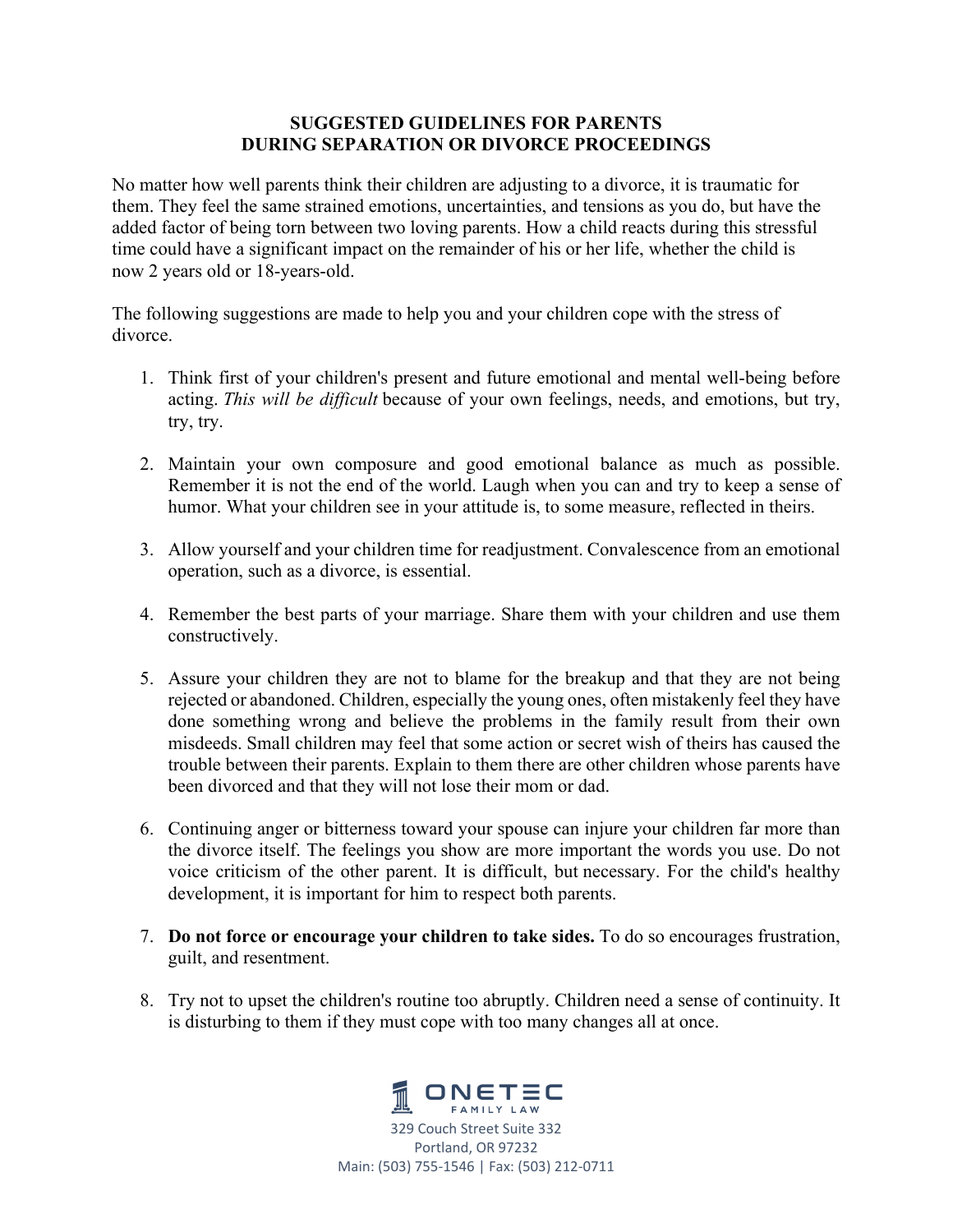# SUGGESTED GUIDELINES FOR PARENTS DURING SEPARATION OR DIVORCE PROCEEDINGS

No matter how well parents think their children are adjusting to a divorce, it is traumatic for them. They feel the same strained emotions, uncertainties, and tensions as you do, but have the added factor of being torn between two loving parents. How a child reacts during this stressful time could have a significant impact on the remainder of his or her life, whether the child is now 2 years old or 18-years-old.

The following suggestions are made to help you and your children cope with the stress of divorce.

1. Think first of your children's present and future emotional and mental well-being before acting. *This will be difficult* because of your own feelings, needs, and emotions, but try, try, try.

2. Maintain your own composure and good emotional balance as much as possible. Remember it is not the end of the world. Laugh when you can and try to keep a sense of humor. What your children see in your attitude is, to some measure, reflected in theirs.

3. Allow yourself and your children time for readjustment. Convalescence from an emotional operation, such as a divorce, is essential.

4. Remember the best parts of your marriage. Share them with your children and use them constructively.

5. Assure your children they are not to blame for the breakup and that they are not being rejected or abandoned. Children, especially the young ones, often mistakenly feel they have done something wrong and believe the problems in the family result from their own misdeeds. Small children may feel that some action or secret wish of theirs has caused the trouble between their parents. Explain to them there are other children whose parents have been divorced and that they will not lose their mom or dad.

6. Continuing anger or bitterness toward your spouse can injure your children far more than the divorce itself. The feelings you show are more important the words you use. Do not voice criticism of the other parent. It is difficult, but necessary. For the child's healthy development, it is important for him to respect both parents.

7. **Do not force or encourage your children to take sides.** To do so encourages frustration, guilt, and resentment.

8. Try not to upset the children's routine too abruptly. Children need a sense of continuity. It is disturbing to them if they must cope with too many changes all at once.

ONETEC FAMILY LAW
329 Couch Street Suite 332
Portland, OR 97232
Main: (503) 755-1546 | Fax: (503) 212-0711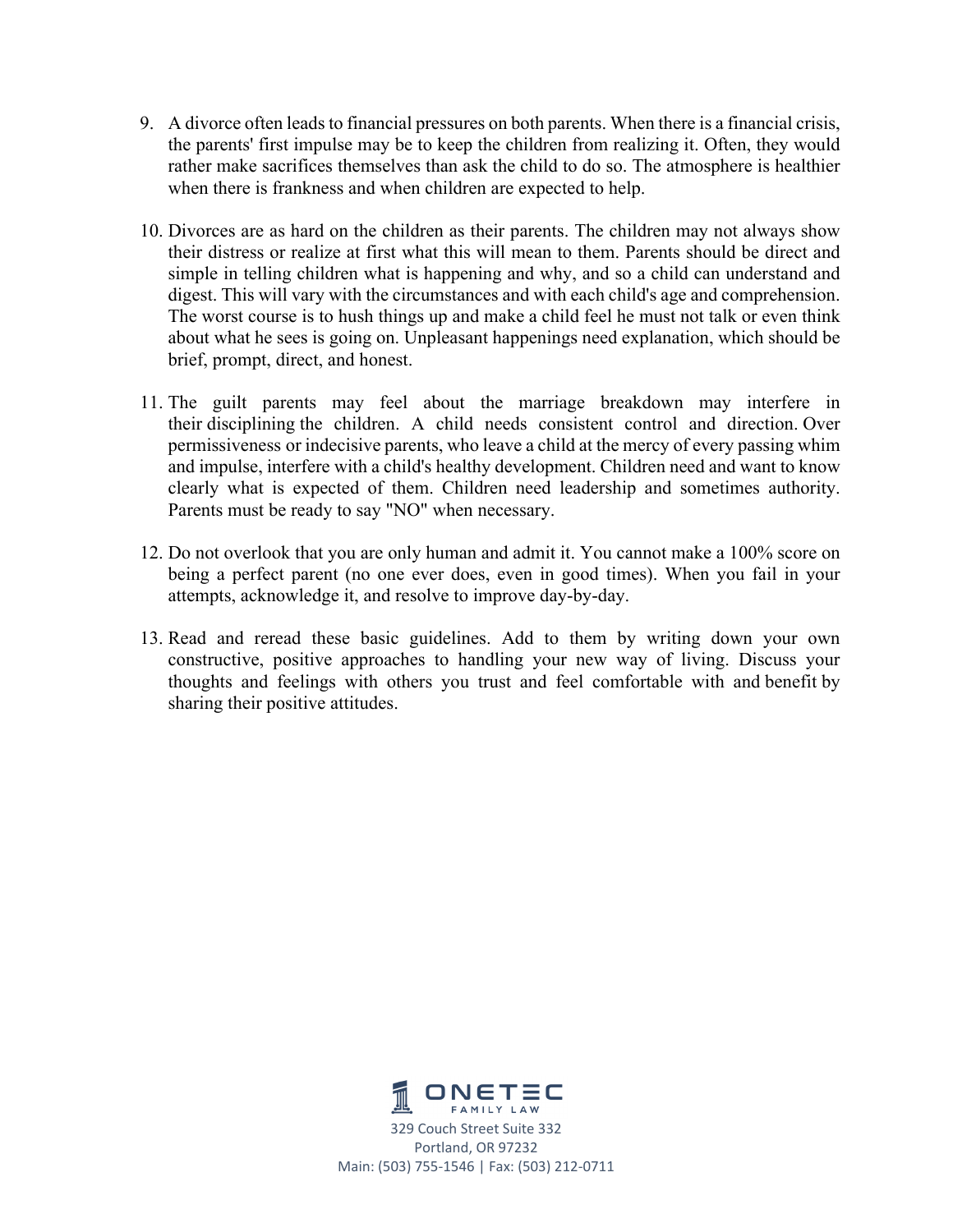9. A divorce often leads to financial pressures on both parents. When there is a financial crisis, the parents' first impulse may be to keep the children from realizing it. Often, they would rather make sacrifices themselves than ask the child to do so. The atmosphere is healthier when there is frankness and when children are expected to help.

10. Divorces are as hard on the children as their parents. The children may not always show their distress or realize at first what this will mean to them. Parents should be direct and simple in telling children what is happening and why, and so a child can understand and digest. This will vary with the circumstances and with each child's age and comprehension. The worst course is to hush things up and make a child feel he must not talk or even think about what he sees is going on. Unpleasant happenings need explanation, which should be brief, prompt, direct, and honest.

11. The guilt parents may feel about the marriage breakdown may interfere in their disciplining the children. A child needs consistent control and direction. Over permissiveness or indecisive parents, who leave a child at the mercy of every passing whim and impulse, interfere with a child's healthy development. Children need and want to know clearly what is expected of them. Children need leadership and sometimes authority. Parents must be ready to say "NO" when necessary.

12. Do not overlook that you are only human and admit it. You cannot make a 100% score on being a perfect parent (no one ever does, even in good times). When you fail in your attempts, acknowledge it, and resolve to improve day-by-day.

13. Read and reread these basic guidelines. Add to them by writing down your own constructive, positive approaches to handling your new way of living. Discuss your thoughts and feelings with others you trust and feel comfortable with and benefit by sharing their positive attitudes.